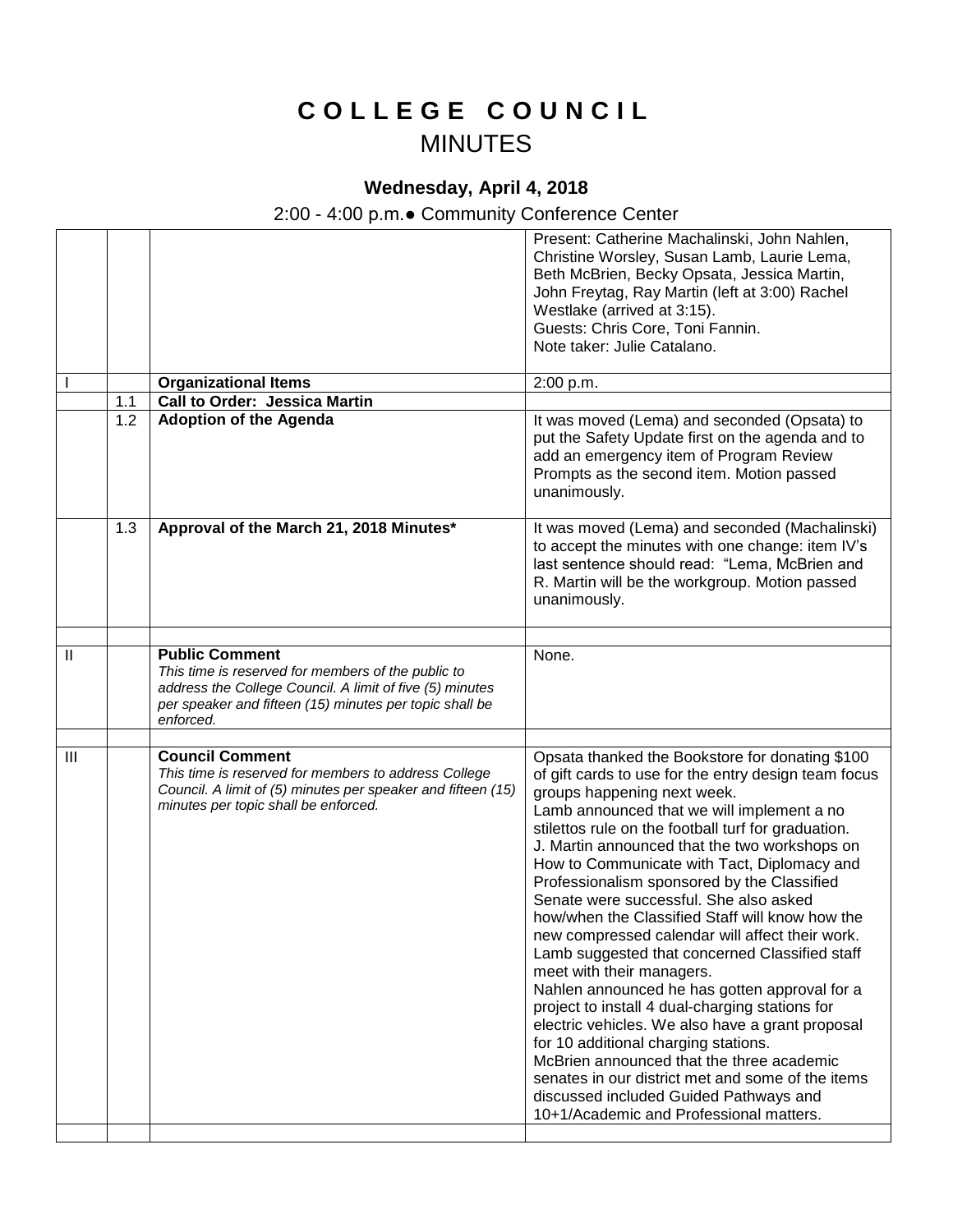# COLLEGE COUNCIL
## MINUTES

### Wednesday, April 4, 2018

2:00 - 4:00 p.m.● Community Conference Center

| | | | |
|---|---|---|---|
| | | | Present: Catherine Machalinski, John Nahlen, Christine Worsley, Susan Lamb, Laurie Lema, Beth McBrien, Becky Opsata, Jessica Martin, John Freytag, Ray Martin (left at 3:00) Rachel Westlake (arrived at 3:15).<br>Guests: Chris Core, Toni Fannin.<br>Note taker: Julie Catalano. |
| I | | **Organizational Items** | 2:00 p.m. |
| | 1.1 | **Call to Order: Jessica Martin** | |
| | 1.2 | **Adoption of the Agenda** | It was moved (Lema) and seconded (Opsata) to put the Safety Update first on the agenda and to add an emergency item of Program Review Prompts as the second item. Motion passed unanimously. |
| | 1.3 | **Approval of the March 21, 2018 Minutes*** | It was moved (Lema) and seconded (Machalinski) to accept the minutes with one change: item IV's last sentence should read: "Lema, McBrien and R. Martin will be the workgroup. Motion passed unanimously. |
| | | | |
| II | | **Public Comment**<br>*This time is reserved for members of the public to address the College Council. A limit of five (5) minutes per speaker and fifteen (15) minutes per topic shall be enforced.* | None. |
| | | | |
| III | | **Council Comment**<br>*This time is reserved for members to address College Council. A limit of (5) minutes per speaker and fifteen (15) minutes per topic shall be enforced.* | Opsata thanked the Bookstore for donating $100 of gift cards to use for the entry design team focus groups happening next week.<br>Lamb announced that we will implement a no stilettos rule on the football turf for graduation.<br>J. Martin announced that the two workshops on How to Communicate with Tact, Diplomacy and Professionalism sponsored by the Classified Senate were successful. She also asked how/when the Classified Staff will know how the new compressed calendar will affect their work. Lamb suggested that concerned Classified staff meet with their managers.<br>Nahlen announced he has gotten approval for a project to install 4 dual-charging stations for electric vehicles. We also have a grant proposal for 10 additional charging stations.<br>McBrien announced that the three academic senates in our district met and some of the items discussed included Guided Pathways and 10+1/Academic and Professional matters. |
| | | | |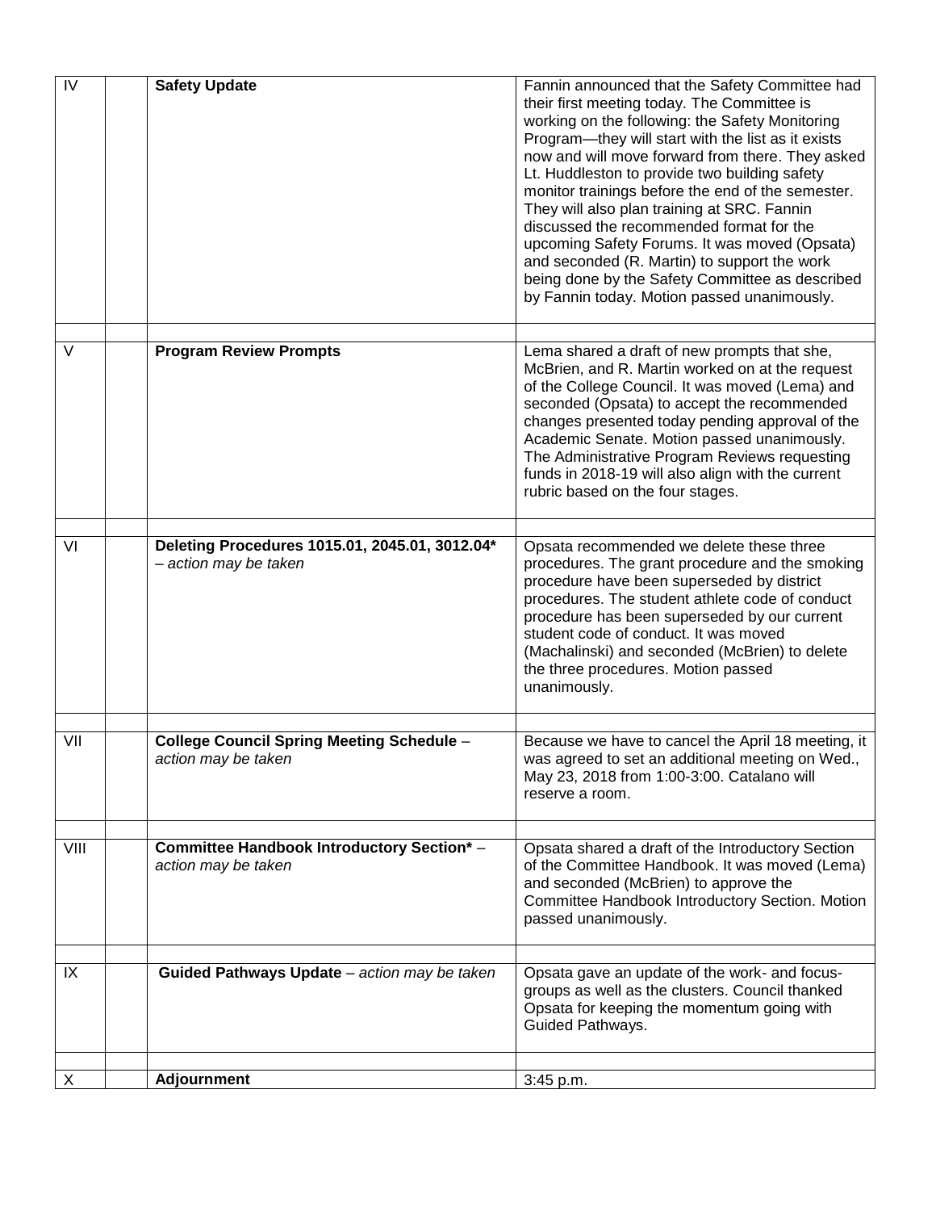| | | | |
|---|---|---|---|
| IV | | **Safety Update** | Fannin announced that the Safety Committee had their first meeting today. The Committee is working on the following: the Safety Monitoring Program—they will start with the list as it exists now and will move forward from there. They asked Lt. Huddleston to provide two building safety monitor trainings before the end of the semester. They will also plan training at SRC. Fannin discussed the recommended format for the upcoming Safety Forums. It was moved (Opsata) and seconded (R. Martin) to support the work being done by the Safety Committee as described by Fannin today. Motion passed unanimously. |
| | | | |
| V | | **Program Review Prompts** | Lema shared a draft of new prompts that she, McBrien, and R. Martin worked on at the request of the College Council. It was moved (Lema) and seconded (Opsata) to accept the recommended changes presented today pending approval of the Academic Senate. Motion passed unanimously. The Administrative Program Reviews requesting funds in 2018-19 will also align with the current rubric based on the four stages. |
| | | | |
| VI | | **Deleting Procedures 1015.01, 2045.01, 3012.04*** *– action may be taken* | Opsata recommended we delete these three procedures. The grant procedure and the smoking procedure have been superseded by district procedures. The student athlete code of conduct procedure has been superseded by our current student code of conduct. It was moved (Machalinski) and seconded (McBrien) to delete the three procedures. Motion passed unanimously. |
| | | | |
| VII | | **College Council Spring Meeting Schedule** – *action may be taken* | Because we have to cancel the April 18 meeting, it was agreed to set an additional meeting on Wed., May 23, 2018 from 1:00-3:00. Catalano will reserve a room. |
| | | | |
| VIII | | **Committee Handbook Introductory Section*** – *action may be taken* | Opsata shared a draft of the Introductory Section of the Committee Handbook. It was moved (Lema) and seconded (McBrien) to approve the Committee Handbook Introductory Section. Motion passed unanimously. |
| | | | |
| IX | | **Guided Pathways Update** – *action may be taken* | Opsata gave an update of the work- and focus-groups as well as the clusters. Council thanked Opsata for keeping the momentum going with Guided Pathways. |
| | | | |
| X | | **Adjournment** | 3:45 p.m. |